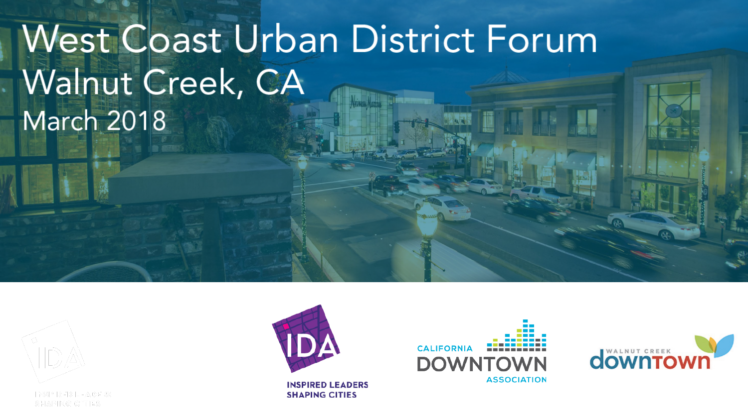# West Coast Urban District Forum

## Walnut Creek, CA

March 2018

INSPIRED LEADERS SHAPING CITIES

CALIFORNIA DOWNTOWN ASSOCIATION

WALNUT CREEK downtown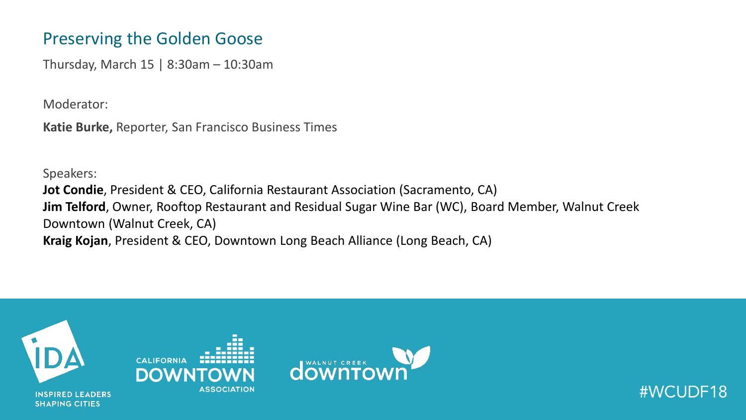## Preserving the Golden Goose

Thursday, March 15 | 8:30am – 10:30am

Moderator:

**Katie Burke,** Reporter, San Francisco Business Times

Speakers:

**Jot Condie**, President & CEO, California Restaurant Association (Sacramento, CA)
**Jim Telford**, Owner, Rooftop Restaurant and Residual Sugar Wine Bar (WC), Board Member, Walnut Creek Downtown (Walnut Creek, CA)
**Kraig Kojan**, President & CEO, Downtown Long Beach Alliance (Long Beach, CA)

IDA INSPIRED LEADERS SHAPING CITIES

CALIFORNIA DOWNTOWN ASSOCIATION

WALNUT CREEK downtown

#WCUDF18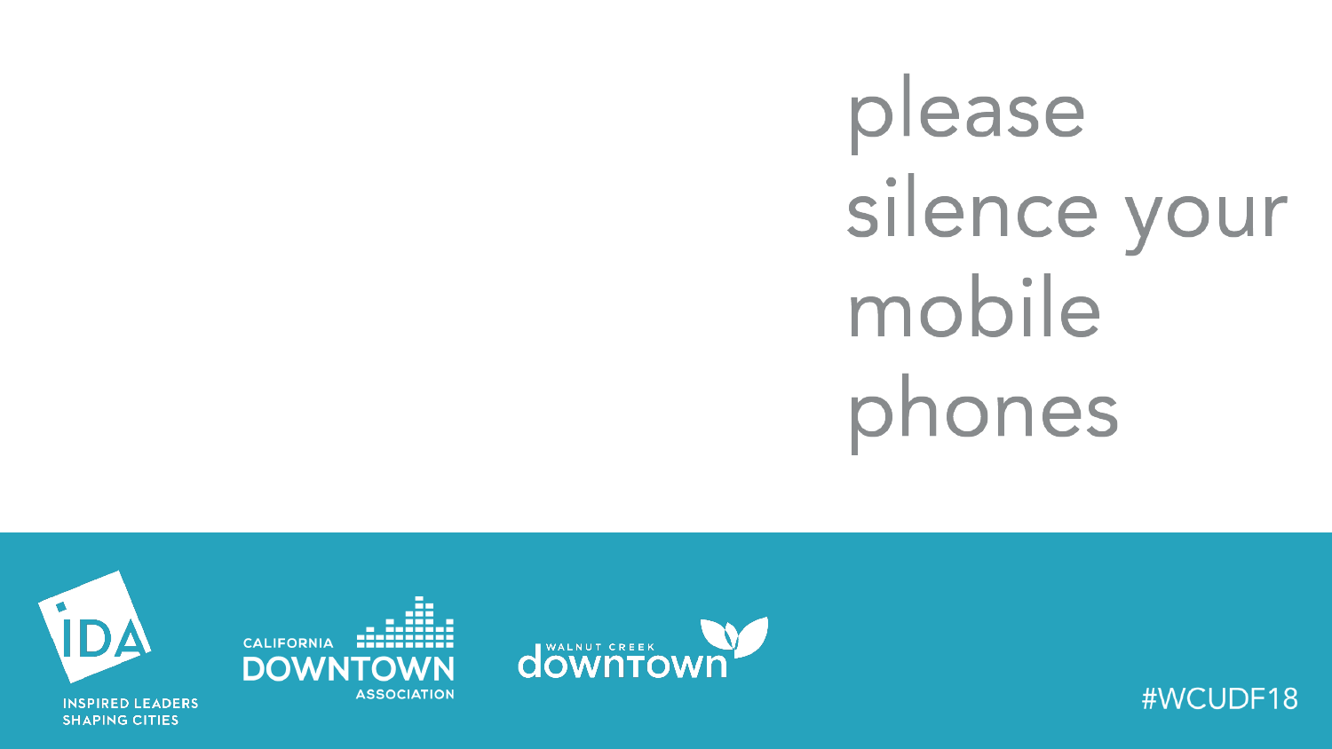please silence your mobile phones

INSPIRED LEADERS SHAPING CITIES

CALIFORNIA DOWNTOWN ASSOCIATION

WALNUT CREEK downtown

#WCUDF18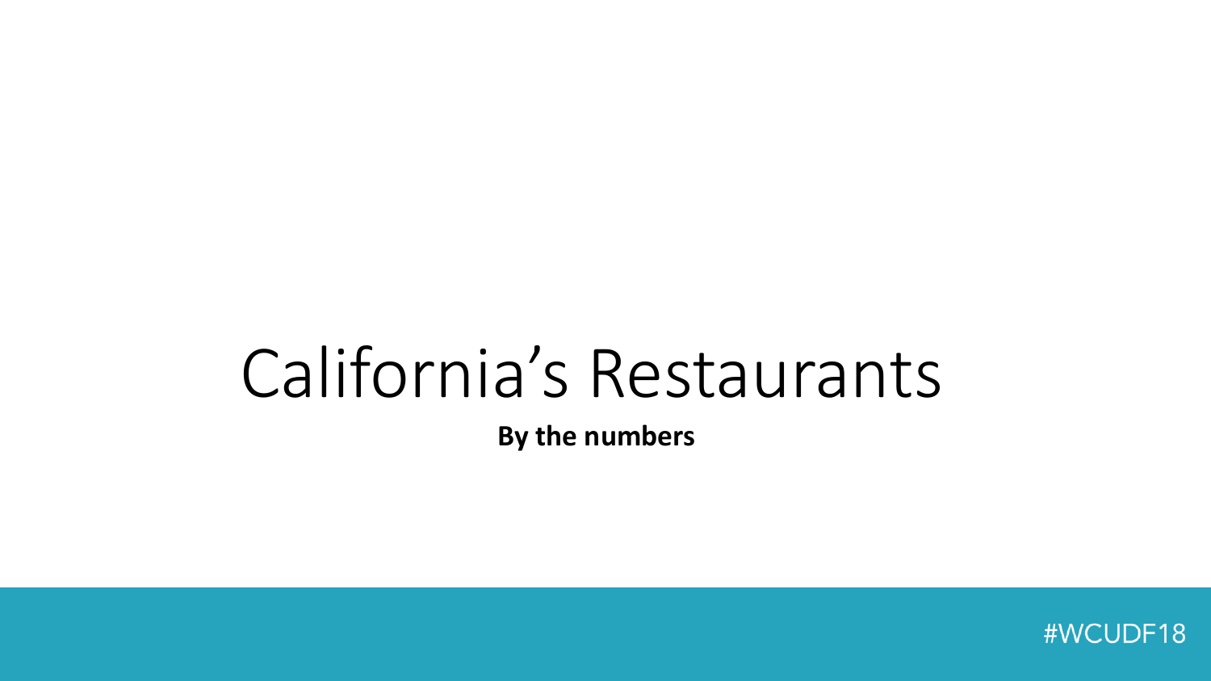# California’s Restaurants

**By the numbers**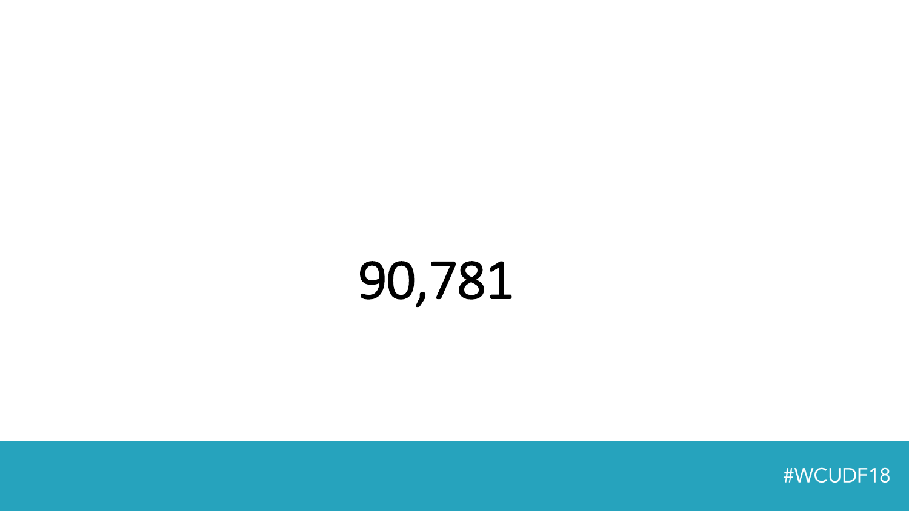90,781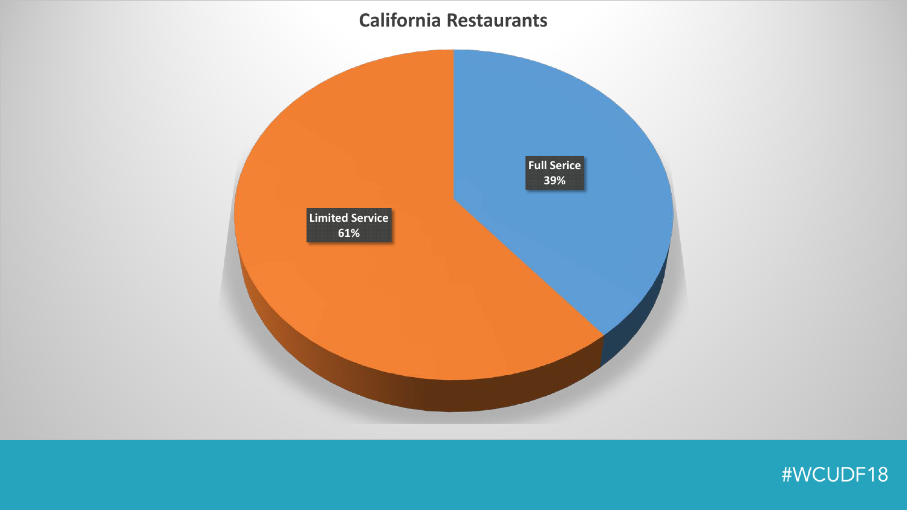# California Restaurants

Full Serice
39%

Limited Service
61%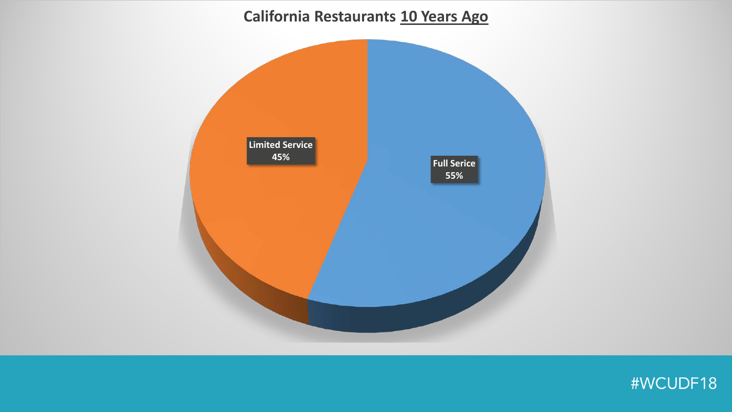# California Restaurants 10 Years Ago

Limited Service
45%

Full Serice
55%

#WCUDF18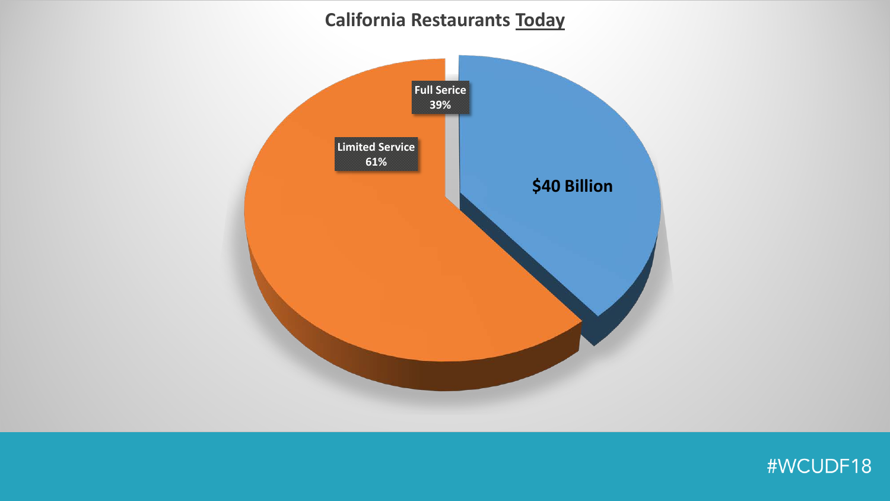# California Restaurants <u>Today</u>

Full Serice
39%

Limited Service
61%

$40 Billion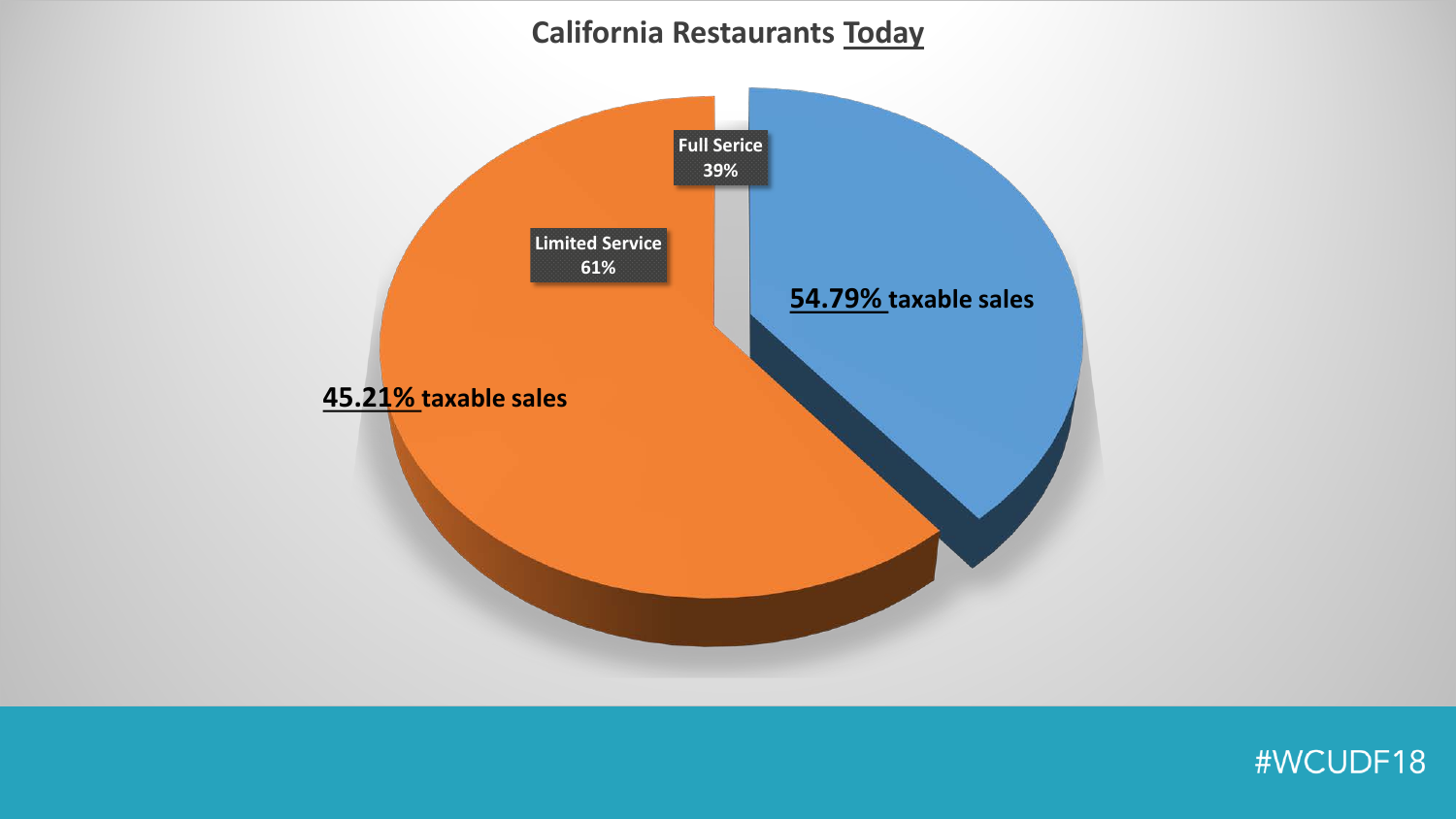# California Restaurants Today

Full Serice
39%

Limited Service
61%

54.79% taxable sales

45.21% taxable sales

#WCUDF18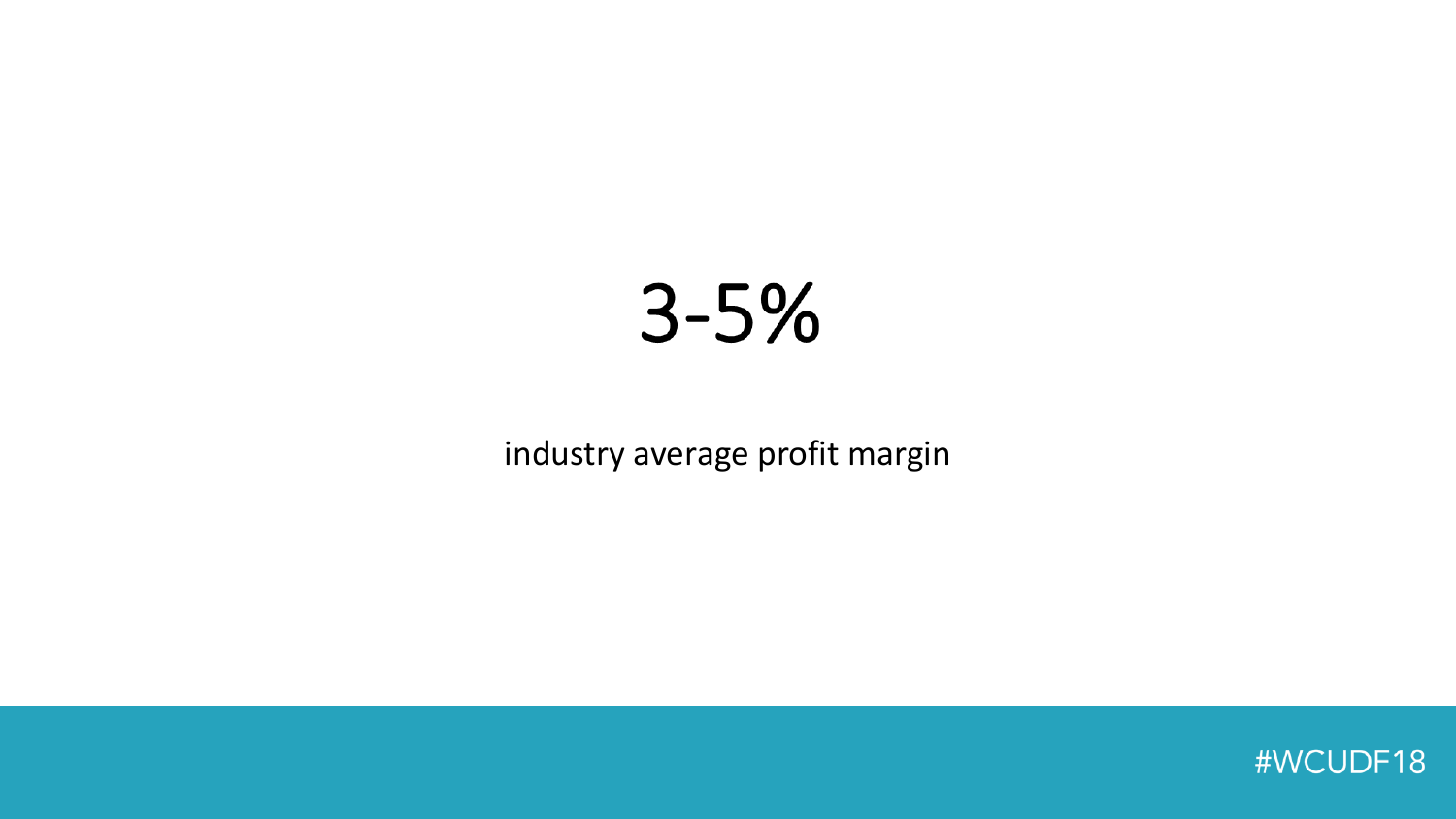# 3-5%

industry average profit margin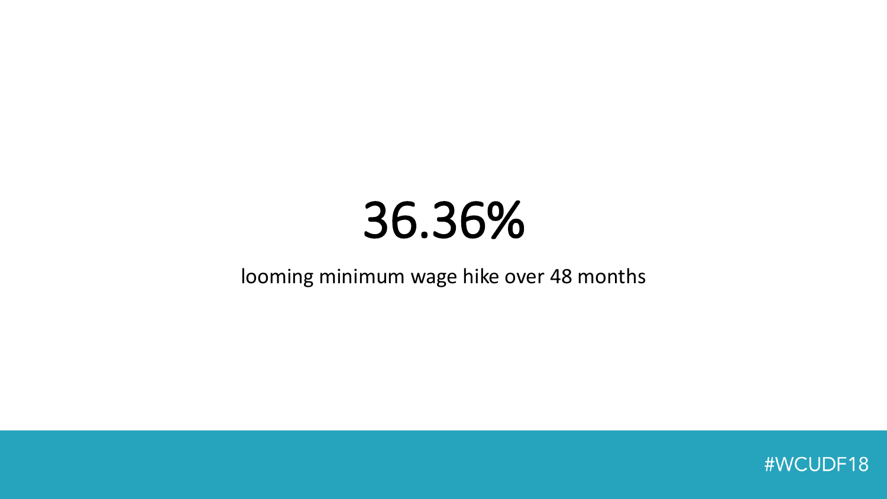# 36.36%

looming minimum wage hike over 48 months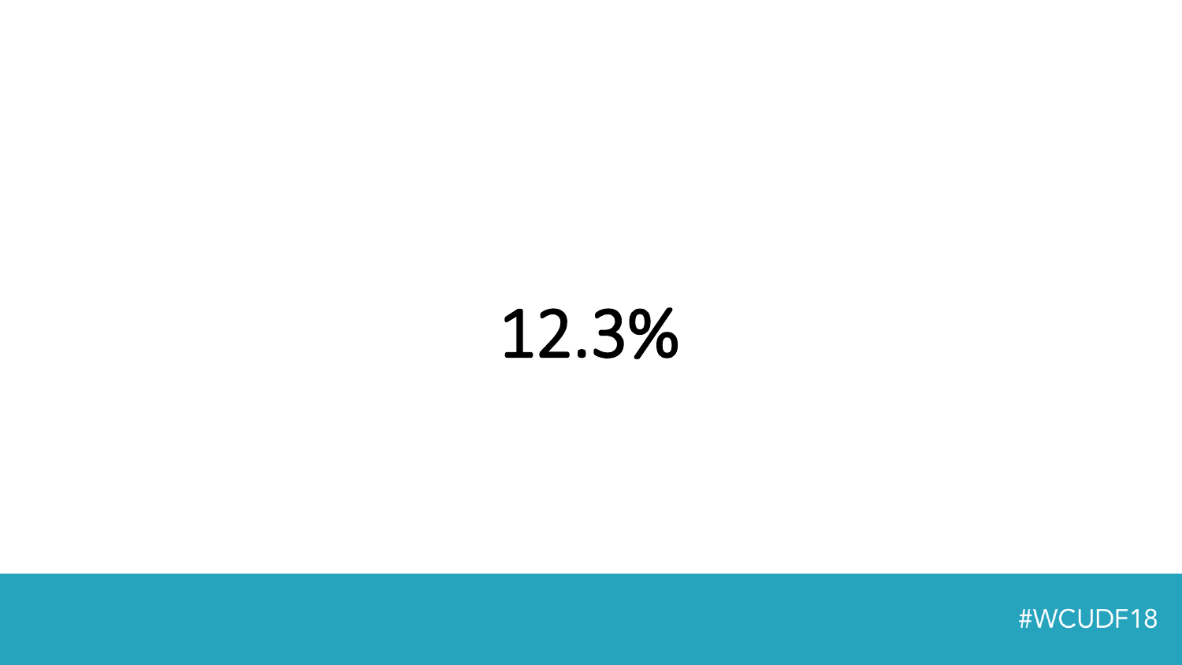12.3%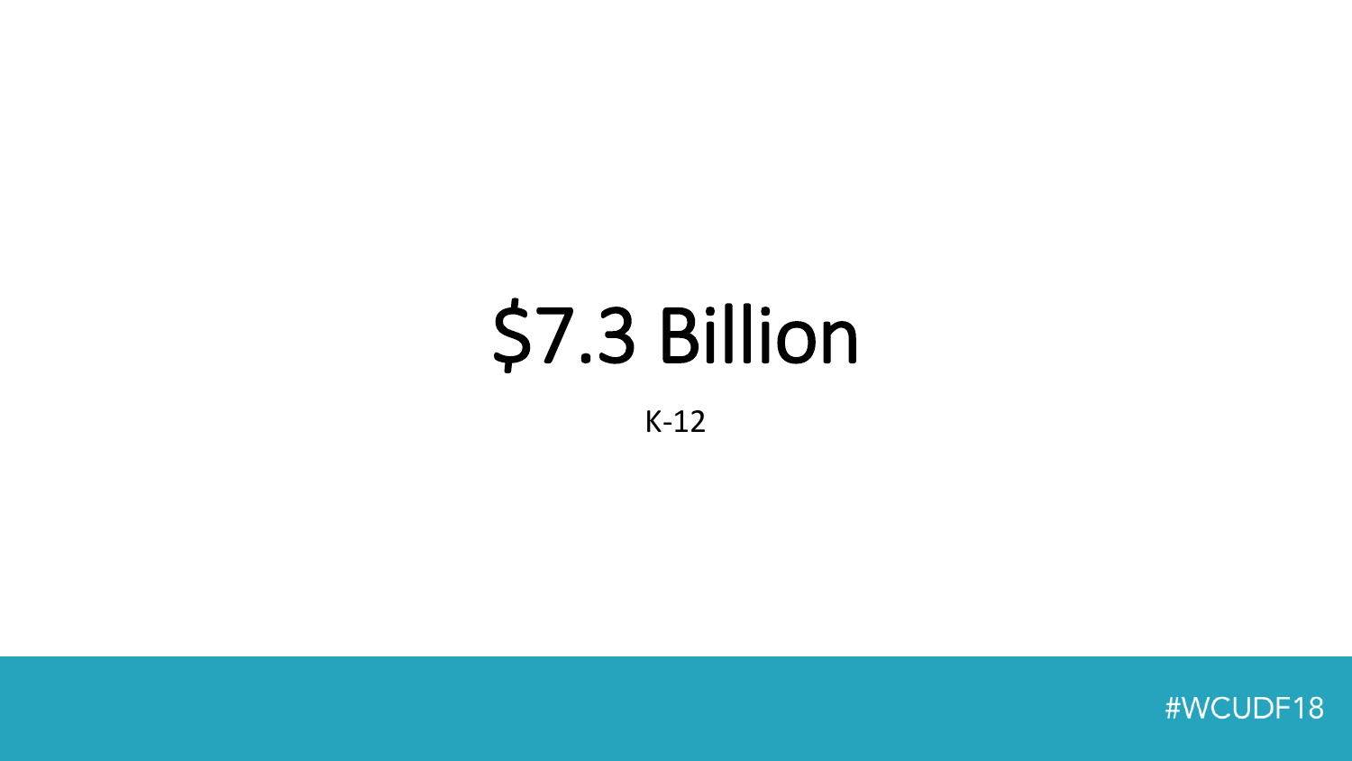# $7.3 Billion

K-12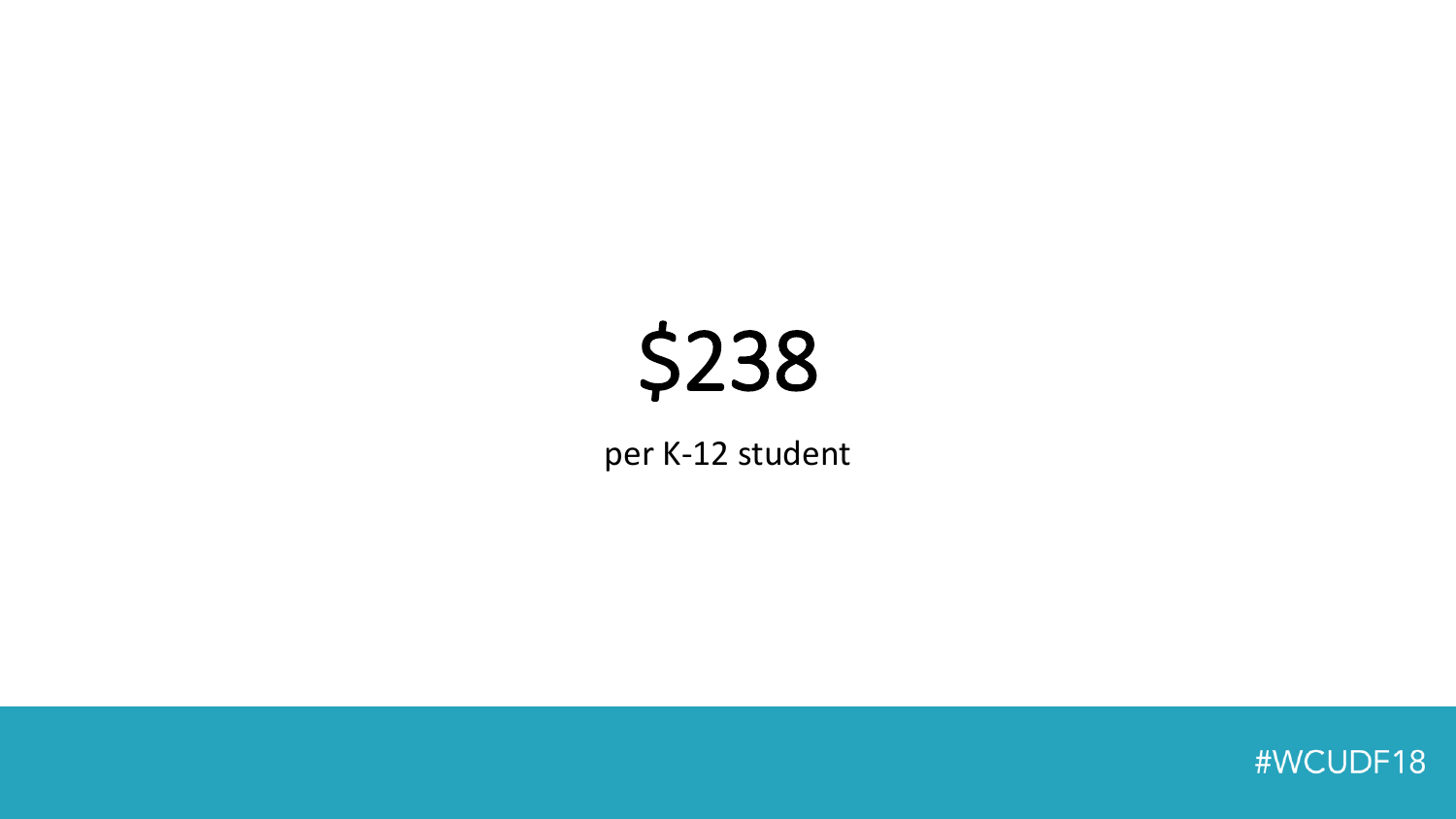# $238

per K-12 student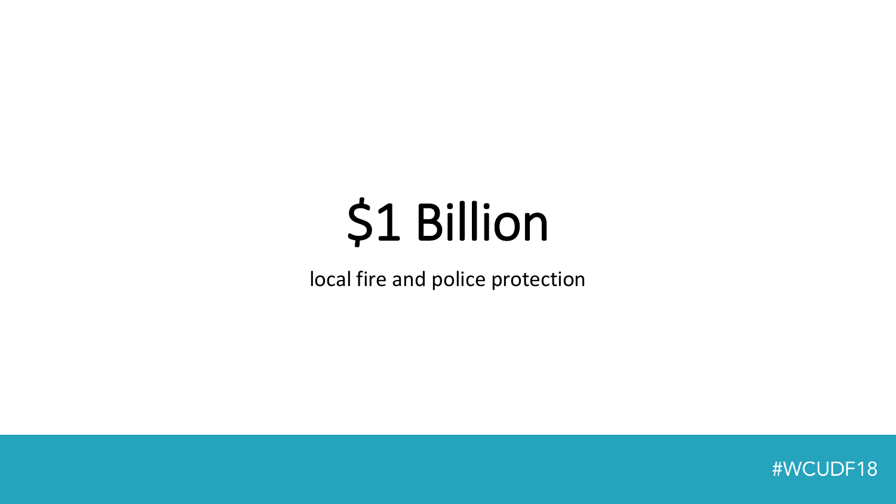# $1 Billion

local fire and police protection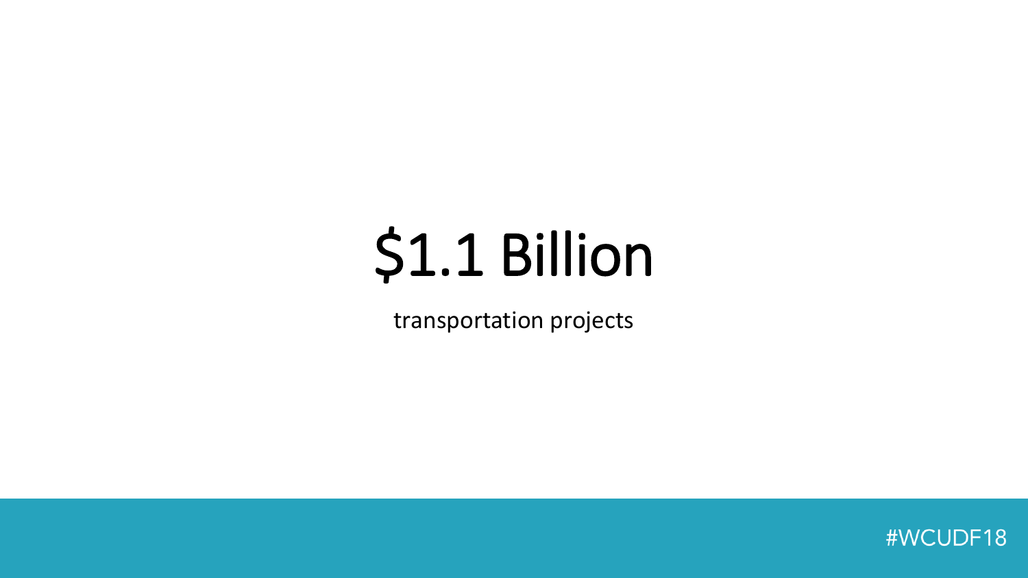# $1.1 Billion

transportation projects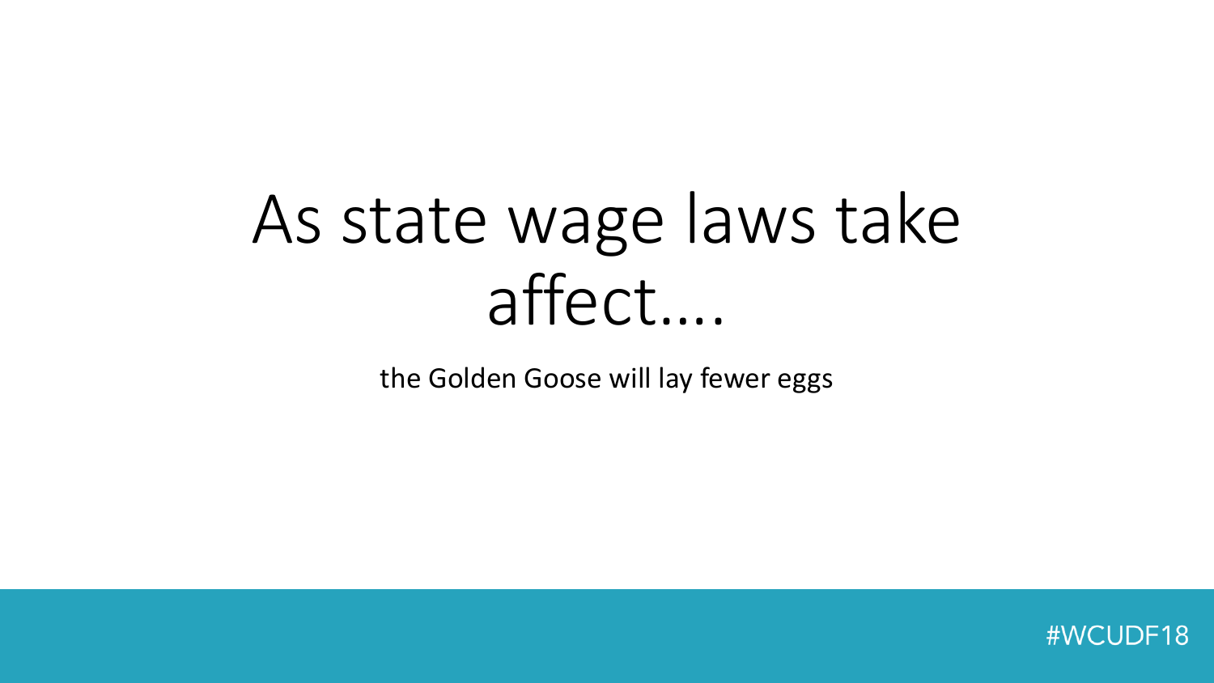# As state wage laws take affect....

the Golden Goose will lay fewer eggs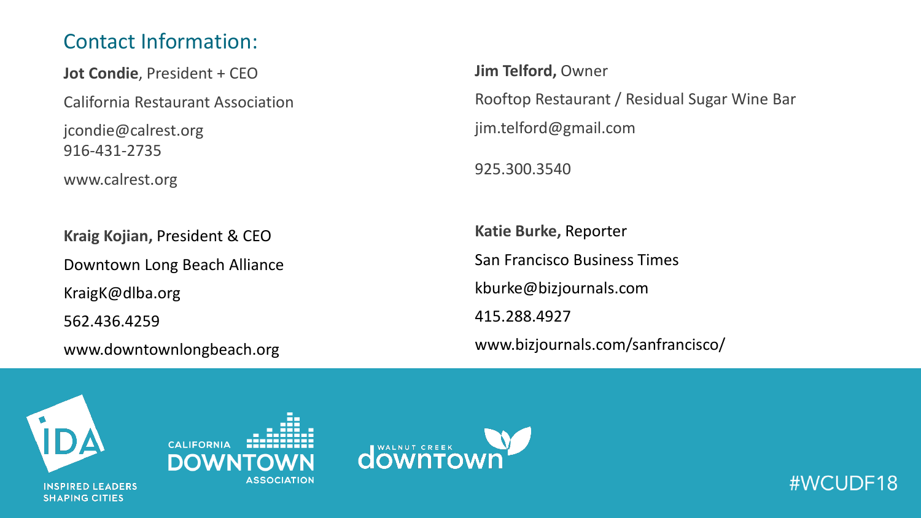## Contact Information:

**Jot Condie**, President + CEO

California Restaurant Association

jcondie@calrest.org
916-431-2735

www.calrest.org

**Kraig Kojian,** President & CEO

Downtown Long Beach Alliance

KraigK@dlba.org

562.436.4259

www.downtownlongbeach.org

**Jim Telford,** Owner

Rooftop Restaurant / Residual Sugar Wine Bar

jim.telford@gmail.com

925.300.3540

**Katie Burke,** Reporter

San Francisco Business Times

kburke@bizjournals.com

415.288.4927

www.bizjournals.com/sanfrancisco/

IDA
INSPIRED LEADERS SHAPING CITIES

CALIFORNIA DOWNTOWN ASSOCIATION

WALNUT CREEK downtown

#WCUDF18